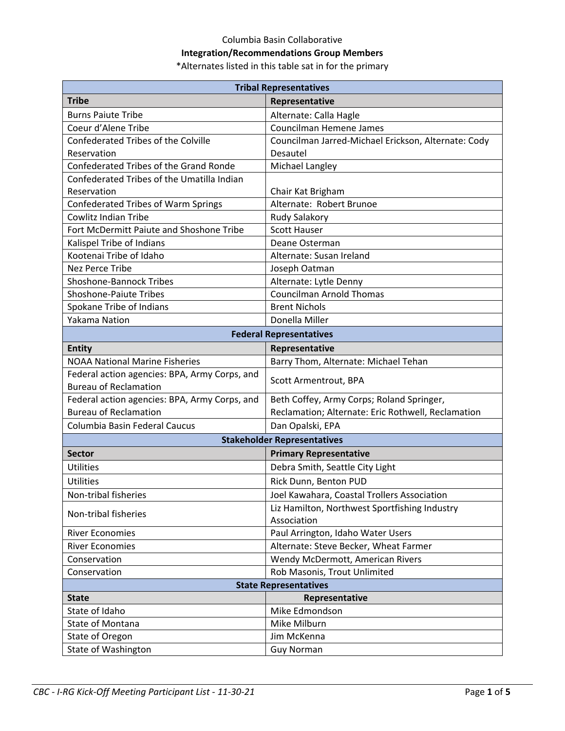Columbia Basin Collaborative

**Integration/Recommendations Group Members**

*Alternates listed in this table sat in for the primary

| **Tribal Representatives** | |
|---|---|
| **Tribe** | **Representative** |
| Burns Paiute Tribe | Alternate: Calla Hagle |
| Coeur d'Alene Tribe | Councilman Hemene James |
| Confederated Tribes of the Colville Reservation | Councilman Jarred-Michael Erickson, Alternate: Cody Desautel |
| Confederated Tribes of the Grand Ronde | Michael Langley |
| Confederated Tribes of the Umatilla Indian Reservation | Chair Kat Brigham |
| Confederated Tribes of Warm Springs | Alternate: Robert Brunoe |
| Cowlitz Indian Tribe | Rudy Salakory |
| Fort McDermitt Paiute and Shoshone Tribe | Scott Hauser |
| Kalispel Tribe of Indians | Deane Osterman |
| Kootenai Tribe of Idaho | Alternate: Susan Ireland |
| Nez Perce Tribe | Joseph Oatman |
| Shoshone-Bannock Tribes | Alternate: Lytle Denny |
| Shoshone-Paiute Tribes | Councilman Arnold Thomas |
| Spokane Tribe of Indians | Brent Nichols |
| Yakama Nation | Donella Miller |
| **Federal Representatives** | |
| **Entity** | **Representative** |
| NOAA National Marine Fisheries | Barry Thom, Alternate: Michael Tehan |
| Federal action agencies: BPA, Army Corps, and Bureau of Reclamation | Scott Armentrout, BPA |
| Federal action agencies: BPA, Army Corps, and Bureau of Reclamation | Beth Coffey, Army Corps; Roland Springer, Reclamation; Alternate: Eric Rothwell, Reclamation |
| Columbia Basin Federal Caucus | Dan Opalski, EPA |
| **Stakeholder Representatives** | |
| **Sector** | **Primary Representative** |
| Utilities | Debra Smith, Seattle City Light |
| Utilities | Rick Dunn, Benton PUD |
| Non-tribal fisheries | Joel Kawahara, Coastal Trollers Association |
| Non-tribal fisheries | Liz Hamilton, Northwest Sportfishing Industry Association |
| River Economies | Paul Arrington, Idaho Water Users |
| River Economies | Alternate: Steve Becker, Wheat Farmer |
| Conservation | Wendy McDermott, American Rivers |
| Conservation | Rob Masonis, Trout Unlimited |
| **State Representatives** | |
| **State** | **Representative** |
| State of Idaho | Mike Edmondson |
| State of Montana | Mike Milburn |
| State of Oregon | Jim McKenna |
| State of Washington | Guy Norman |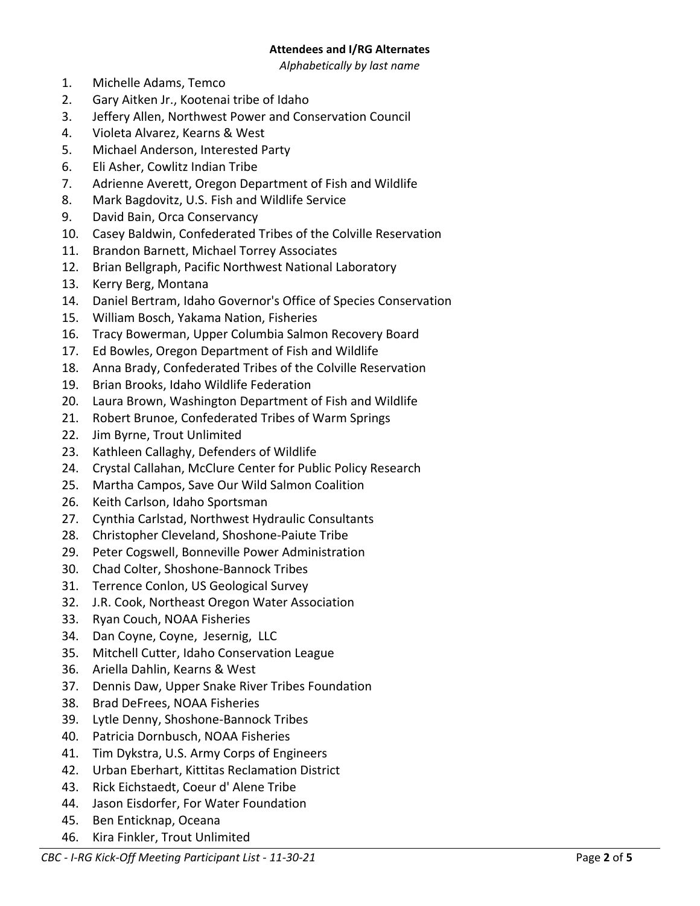**Attendees and I/RG Alternates**

*Alphabetically by last name*

1. Michelle Adams, Temco
2. Gary Aitken Jr., Kootenai tribe of Idaho
3. Jeffery Allen, Northwest Power and Conservation Council
4. Violeta Alvarez, Kearns & West
5. Michael Anderson, Interested Party
6. Eli Asher, Cowlitz Indian Tribe
7. Adrienne Averett, Oregon Department of Fish and Wildlife
8. Mark Bagdovitz, U.S. Fish and Wildlife Service
9. David Bain, Orca Conservancy
10. Casey Baldwin, Confederated Tribes of the Colville Reservation
11. Brandon Barnett, Michael Torrey Associates
12. Brian Bellgraph, Pacific Northwest National Laboratory
13. Kerry Berg, Montana
14. Daniel Bertram, Idaho Governor's Office of Species Conservation
15. William Bosch, Yakama Nation, Fisheries
16. Tracy Bowerman, Upper Columbia Salmon Recovery Board
17. Ed Bowles, Oregon Department of Fish and Wildlife
18. Anna Brady, Confederated Tribes of the Colville Reservation
19. Brian Brooks, Idaho Wildlife Federation
20. Laura Brown, Washington Department of Fish and Wildlife
21. Robert Brunoe, Confederated Tribes of Warm Springs
22. Jim Byrne, Trout Unlimited
23. Kathleen Callaghy, Defenders of Wildlife
24. Crystal Callahan, McClure Center for Public Policy Research
25. Martha Campos, Save Our Wild Salmon Coalition
26. Keith Carlson, Idaho Sportsman
27. Cynthia Carlstad, Northwest Hydraulic Consultants
28. Christopher Cleveland, Shoshone-Paiute Tribe
29. Peter Cogswell, Bonneville Power Administration
30. Chad Colter, Shoshone-Bannock Tribes
31. Terrence Conlon, US Geological Survey
32. J.R. Cook, Northeast Oregon Water Association
33. Ryan Couch, NOAA Fisheries
34. Dan Coyne, Coyne, Jesernig, LLC
35. Mitchell Cutter, Idaho Conservation League
36. Ariella Dahlin, Kearns & West
37. Dennis Daw, Upper Snake River Tribes Foundation
38. Brad DeFrees, NOAA Fisheries
39. Lytle Denny, Shoshone-Bannock Tribes
40. Patricia Dornbusch, NOAA Fisheries
41. Tim Dykstra, U.S. Army Corps of Engineers
42. Urban Eberhart, Kittitas Reclamation District
43. Rick Eichstaedt, Coeur d' Alene Tribe
44. Jason Eisdorfer, For Water Foundation
45. Ben Enticknap, Oceana
46. Kira Finkler, Trout Unlimited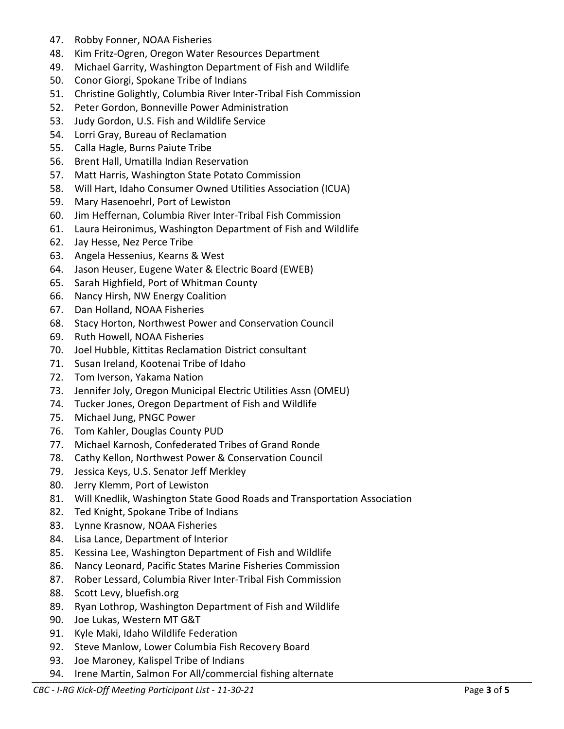47. Robby Fonner, NOAA Fisheries
48. Kim Fritz-Ogren, Oregon Water Resources Department
49. Michael Garrity, Washington Department of Fish and Wildlife
50. Conor Giorgi, Spokane Tribe of Indians
51. Christine Golightly, Columbia River Inter-Tribal Fish Commission
52. Peter Gordon, Bonneville Power Administration
53. Judy Gordon, U.S. Fish and Wildlife Service
54. Lorri Gray, Bureau of Reclamation
55. Calla Hagle, Burns Paiute Tribe
56. Brent Hall, Umatilla Indian Reservation
57. Matt Harris, Washington State Potato Commission
58. Will Hart, Idaho Consumer Owned Utilities Association (ICUA)
59. Mary Hasenoehrl, Port of Lewiston
60. Jim Heffernan, Columbia River Inter-Tribal Fish Commission
61. Laura Heironimus, Washington Department of Fish and Wildlife
62. Jay Hesse, Nez Perce Tribe
63. Angela Hessenius, Kearns & West
64. Jason Heuser, Eugene Water & Electric Board (EWEB)
65. Sarah Highfield, Port of Whitman County
66. Nancy Hirsh, NW Energy Coalition
67. Dan Holland, NOAA Fisheries
68. Stacy Horton, Northwest Power and Conservation Council
69. Ruth Howell, NOAA Fisheries
70. Joel Hubble, Kittitas Reclamation District consultant
71. Susan Ireland, Kootenai Tribe of Idaho
72. Tom Iverson, Yakama Nation
73. Jennifer Joly, Oregon Municipal Electric Utilities Assn (OMEU)
74. Tucker Jones, Oregon Department of Fish and Wildlife
75. Michael Jung, PNGC Power
76. Tom Kahler, Douglas County PUD
77. Michael Karnosh, Confederated Tribes of Grand Ronde
78. Cathy Kellon, Northwest Power & Conservation Council
79. Jessica Keys, U.S. Senator Jeff Merkley
80. Jerry Klemm, Port of Lewiston
81. Will Knedlik, Washington State Good Roads and Transportation Association
82. Ted Knight, Spokane Tribe of Indians
83. Lynne Krasnow, NOAA Fisheries
84. Lisa Lance, Department of Interior
85. Kessina Lee, Washington Department of Fish and Wildlife
86. Nancy Leonard, Pacific States Marine Fisheries Commission
87. Rober Lessard, Columbia River Inter-Tribal Fish Commission
88. Scott Levy, bluefish.org
89. Ryan Lothrop, Washington Department of Fish and Wildlife
90. Joe Lukas, Western MT G&T
91. Kyle Maki, Idaho Wildlife Federation
92. Steve Manlow, Lower Columbia Fish Recovery Board
93. Joe Maroney, Kalispel Tribe of Indians
94. Irene Martin, Salmon For All/commercial fishing alternate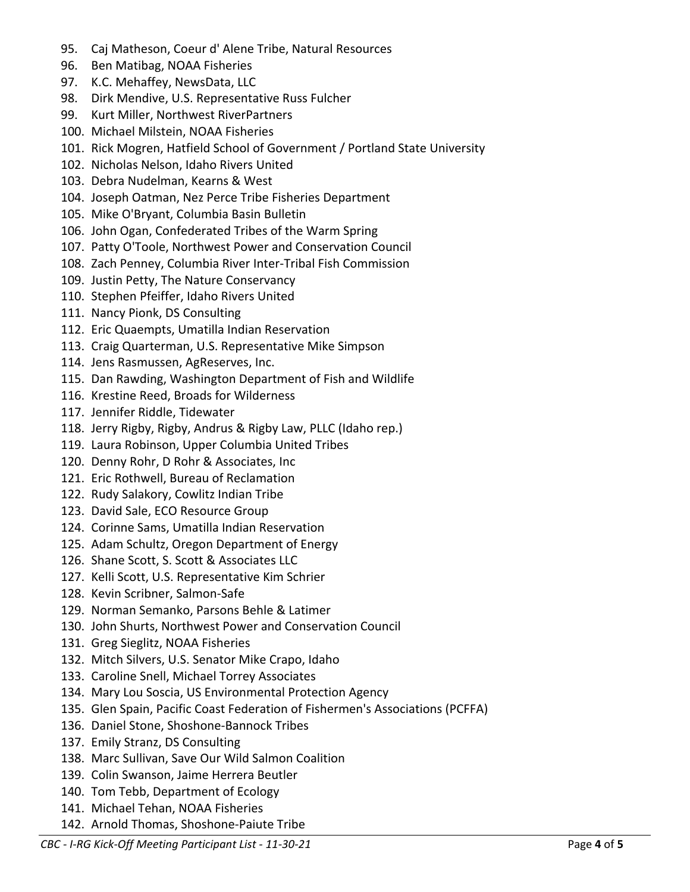95. Caj Matheson, Coeur d' Alene Tribe, Natural Resources
96. Ben Matibag, NOAA Fisheries
97. K.C. Mehaffey, NewsData, LLC
98. Dirk Mendive, U.S. Representative Russ Fulcher
99. Kurt Miller, Northwest RiverPartners
100. Michael Milstein, NOAA Fisheries
101. Rick Mogren, Hatfield School of Government / Portland State University
102. Nicholas Nelson, Idaho Rivers United
103. Debra Nudelman, Kearns & West
104. Joseph Oatman, Nez Perce Tribe Fisheries Department
105. Mike O'Bryant, Columbia Basin Bulletin
106. John Ogan, Confederated Tribes of the Warm Spring
107. Patty O'Toole, Northwest Power and Conservation Council
108. Zach Penney, Columbia River Inter-Tribal Fish Commission
109. Justin Petty, The Nature Conservancy
110. Stephen Pfeiffer, Idaho Rivers United
111. Nancy Pionk, DS Consulting
112. Eric Quaempts, Umatilla Indian Reservation
113. Craig Quarterman, U.S. Representative Mike Simpson
114. Jens Rasmussen, AgReserves, Inc.
115. Dan Rawding, Washington Department of Fish and Wildlife
116. Krestine Reed, Broads for Wilderness
117. Jennifer Riddle, Tidewater
118. Jerry Rigby, Rigby, Andrus & Rigby Law, PLLC (Idaho rep.)
119. Laura Robinson, Upper Columbia United Tribes
120. Denny Rohr, D Rohr & Associates, Inc
121. Eric Rothwell, Bureau of Reclamation
122. Rudy Salakory, Cowlitz Indian Tribe
123. David Sale, ECO Resource Group
124. Corinne Sams, Umatilla Indian Reservation
125. Adam Schultz, Oregon Department of Energy
126. Shane Scott, S. Scott & Associates LLC
127. Kelli Scott, U.S. Representative Kim Schrier
128. Kevin Scribner, Salmon-Safe
129. Norman Semanko, Parsons Behle & Latimer
130. John Shurts, Northwest Power and Conservation Council
131. Greg Sieglitz, NOAA Fisheries
132. Mitch Silvers, U.S. Senator Mike Crapo, Idaho
133. Caroline Snell, Michael Torrey Associates
134. Mary Lou Soscia, US Environmental Protection Agency
135. Glen Spain, Pacific Coast Federation of Fishermen's Associations (PCFFA)
136. Daniel Stone, Shoshone-Bannock Tribes
137. Emily Stranz, DS Consulting
138. Marc Sullivan, Save Our Wild Salmon Coalition
139. Colin Swanson, Jaime Herrera Beutler
140. Tom Tebb, Department of Ecology
141. Michael Tehan, NOAA Fisheries
142. Arnold Thomas, Shoshone-Paiute Tribe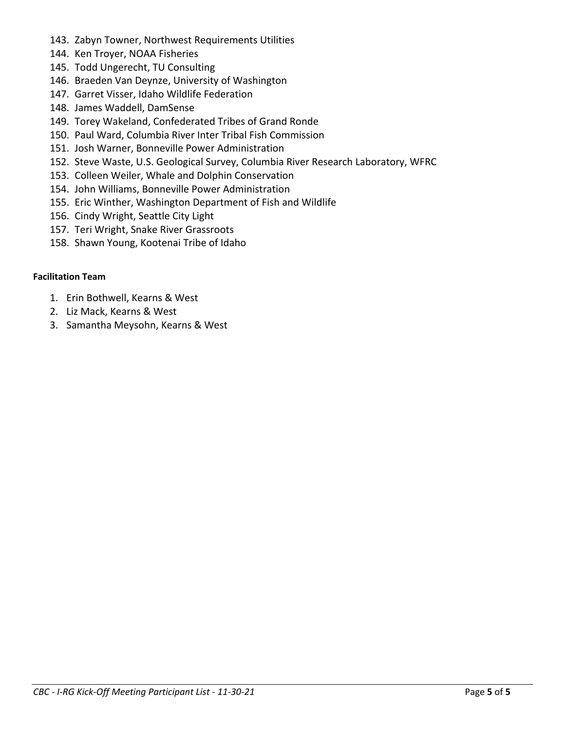143. Zabyn Towner, Northwest Requirements Utilities
144. Ken Troyer, NOAA Fisheries
145. Todd Ungerecht, TU Consulting
146. Braeden Van Deynze, University of Washington
147. Garret Visser, Idaho Wildlife Federation
148. James Waddell, DamSense
149. Torey Wakeland, Confederated Tribes of Grand Ronde
150. Paul Ward, Columbia River Inter Tribal Fish Commission
151. Josh Warner, Bonneville Power Administration
152. Steve Waste, U.S. Geological Survey, Columbia River Research Laboratory, WFRC
153. Colleen Weiler, Whale and Dolphin Conservation
154. John Williams, Bonneville Power Administration
155. Eric Winther, Washington Department of Fish and Wildlife
156. Cindy Wright, Seattle City Light
157. Teri Wright, Snake River Grassroots
158. Shawn Young, Kootenai Tribe of Idaho

**Facilitation Team**

1. Erin Bothwell, Kearns & West
2. Liz Mack, Kearns & West
3. Samantha Meysohn, Kearns & West